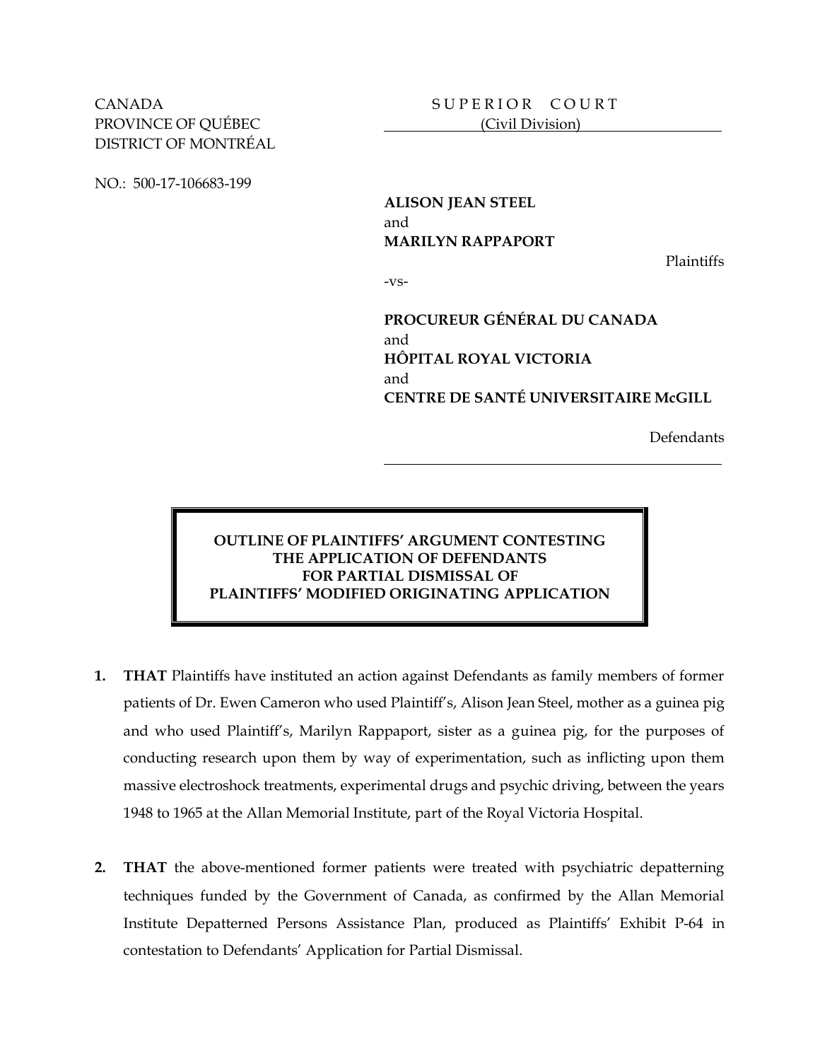CANADA
PROVINCE OF QUÉBEC
DISTRICT OF MONTRÉAL

NO.: 500-17-106683-199

S U P E R I O R C O U R T
(Civil Division)

**ALISON JEAN STEEL**
and
**MARILYN RAPPAPORT**

Plaintiffs

-vs-

**PROCUREUR GÉNÉRAL DU CANADA**
and
**HÔPITAL ROYAL VICTORIA**
and
**CENTRE DE SANTÉ UNIVERSITAIRE McGILL**

Defendants

---

**OUTLINE OF PLAINTIFFS' ARGUMENT CONTESTING THE APPLICATION OF DEFENDANTS FOR PARTIAL DISMISSAL OF PLAINTIFFS' MODIFIED ORIGINATING APPLICATION**

1. **THAT** Plaintiffs have instituted an action against Defendants as family members of former patients of Dr. Ewen Cameron who used Plaintiff's, Alison Jean Steel, mother as a guinea pig and who used Plaintiff's, Marilyn Rappaport, sister as a guinea pig, for the purposes of conducting research upon them by way of experimentation, such as inflicting upon them massive electroshock treatments, experimental drugs and psychic driving, between the years 1948 to 1965 at the Allan Memorial Institute, part of the Royal Victoria Hospital.

2. **THAT** the above-mentioned former patients were treated with psychiatric depatterning techniques funded by the Government of Canada, as confirmed by the Allan Memorial Institute Depatterned Persons Assistance Plan, produced as Plaintiffs' Exhibit P-64 in contestation to Defendants' Application for Partial Dismissal.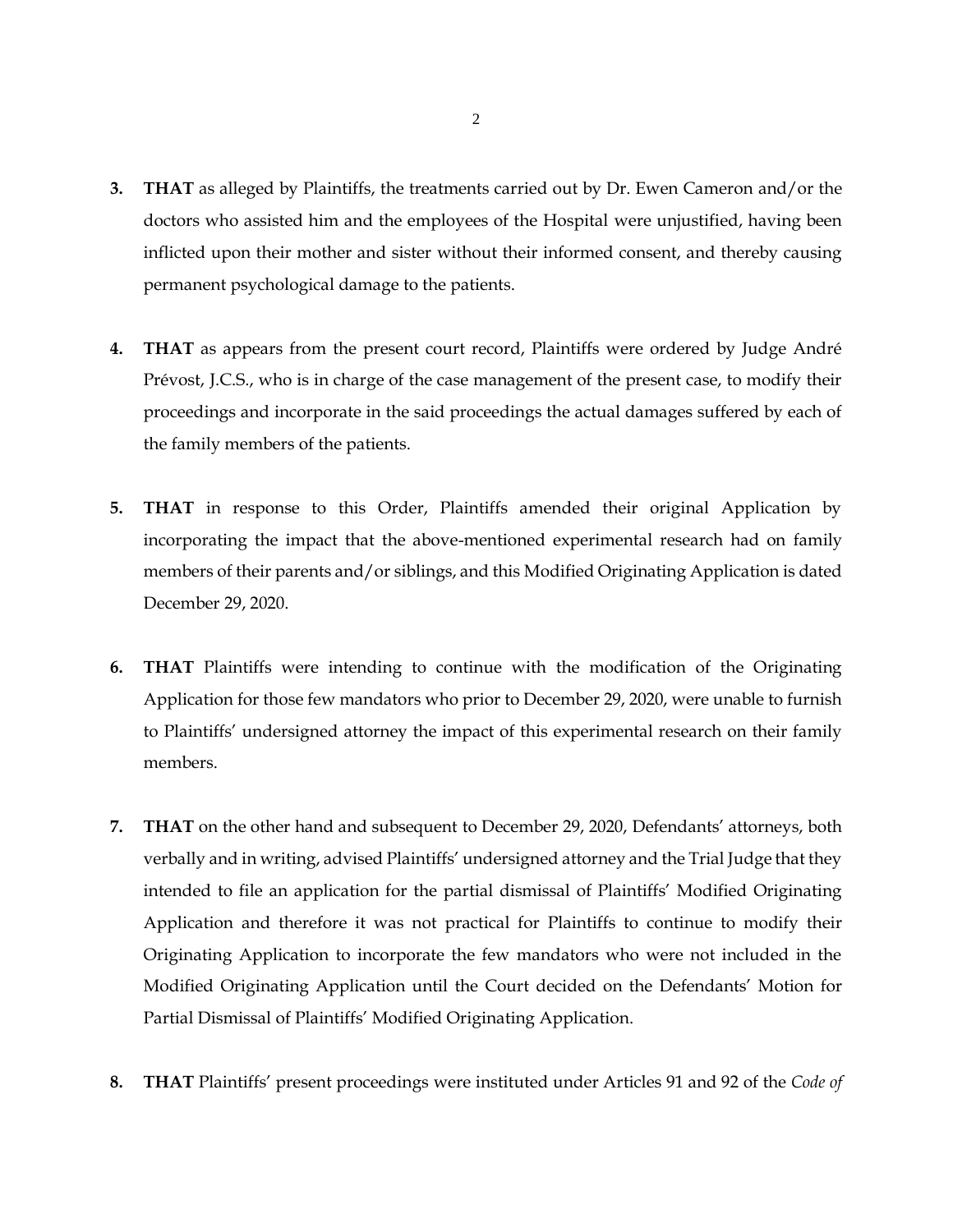3. **THAT** as alleged by Plaintiffs, the treatments carried out by Dr. Ewen Cameron and/or the doctors who assisted him and the employees of the Hospital were unjustified, having been inflicted upon their mother and sister without their informed consent, and thereby causing permanent psychological damage to the patients.

4. **THAT** as appears from the present court record, Plaintiffs were ordered by Judge André Prévost, J.C.S., who is in charge of the case management of the present case, to modify their proceedings and incorporate in the said proceedings the actual damages suffered by each of the family members of the patients.

5. **THAT** in response to this Order, Plaintiffs amended their original Application by incorporating the impact that the above-mentioned experimental research had on family members of their parents and/or siblings, and this Modified Originating Application is dated December 29, 2020.

6. **THAT** Plaintiffs were intending to continue with the modification of the Originating Application for those few mandators who prior to December 29, 2020, were unable to furnish to Plaintiffs' undersigned attorney the impact of this experimental research on their family members.

7. **THAT** on the other hand and subsequent to December 29, 2020, Defendants' attorneys, both verbally and in writing, advised Plaintiffs' undersigned attorney and the Trial Judge that they intended to file an application for the partial dismissal of Plaintiffs' Modified Originating Application and therefore it was not practical for Plaintiffs to continue to modify their Originating Application to incorporate the few mandators who were not included in the Modified Originating Application until the Court decided on the Defendants' Motion for Partial Dismissal of Plaintiffs' Modified Originating Application.

8. **THAT** Plaintiffs' present proceedings were instituted under Articles 91 and 92 of the *Code of*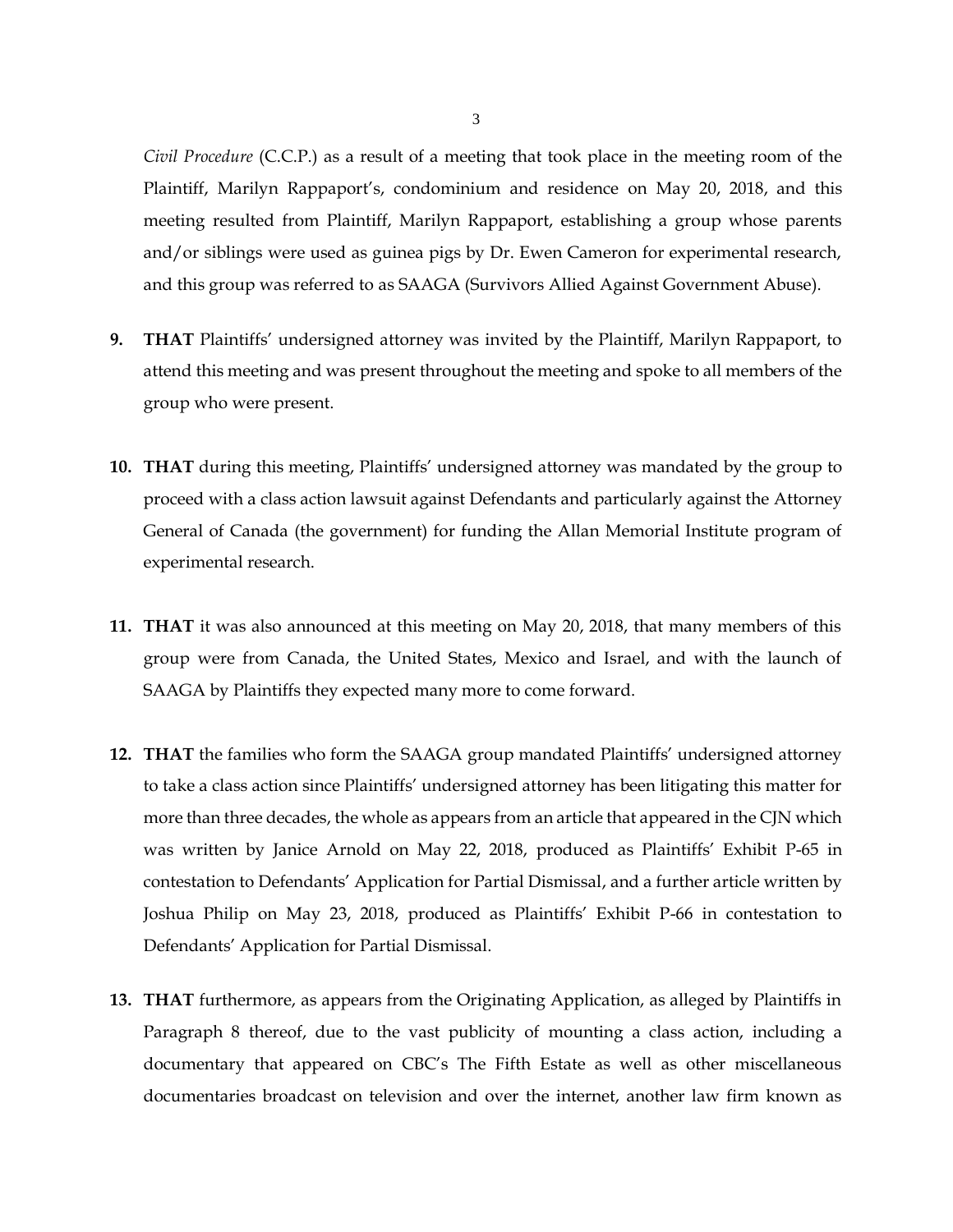*Civil Procedure* (C.C.P.) as a result of a meeting that took place in the meeting room of the Plaintiff, Marilyn Rappaport's, condominium and residence on May 20, 2018, and this meeting resulted from Plaintiff, Marilyn Rappaport, establishing a group whose parents and/or siblings were used as guinea pigs by Dr. Ewen Cameron for experimental research, and this group was referred to as SAAGA (Survivors Allied Against Government Abuse).

**9.** **THAT** Plaintiffs' undersigned attorney was invited by the Plaintiff, Marilyn Rappaport, to attend this meeting and was present throughout the meeting and spoke to all members of the group who were present.

**10.** **THAT** during this meeting, Plaintiffs' undersigned attorney was mandated by the group to proceed with a class action lawsuit against Defendants and particularly against the Attorney General of Canada (the government) for funding the Allan Memorial Institute program of experimental research.

**11.** **THAT** it was also announced at this meeting on May 20, 2018, that many members of this group were from Canada, the United States, Mexico and Israel, and with the launch of SAAGA by Plaintiffs they expected many more to come forward.

**12.** **THAT** the families who form the SAAGA group mandated Plaintiffs' undersigned attorney to take a class action since Plaintiffs' undersigned attorney has been litigating this matter for more than three decades, the whole as appears from an article that appeared in the CJN which was written by Janice Arnold on May 22, 2018, produced as Plaintiffs' Exhibit P-65 in contestation to Defendants' Application for Partial Dismissal, and a further article written by Joshua Philip on May 23, 2018, produced as Plaintiffs' Exhibit P-66 in contestation to Defendants' Application for Partial Dismissal.

**13.** **THAT** furthermore, as appears from the Originating Application, as alleged by Plaintiffs in Paragraph 8 thereof, due to the vast publicity of mounting a class action, including a documentary that appeared on CBC's The Fifth Estate as well as other miscellaneous documentaries broadcast on television and over the internet, another law firm known as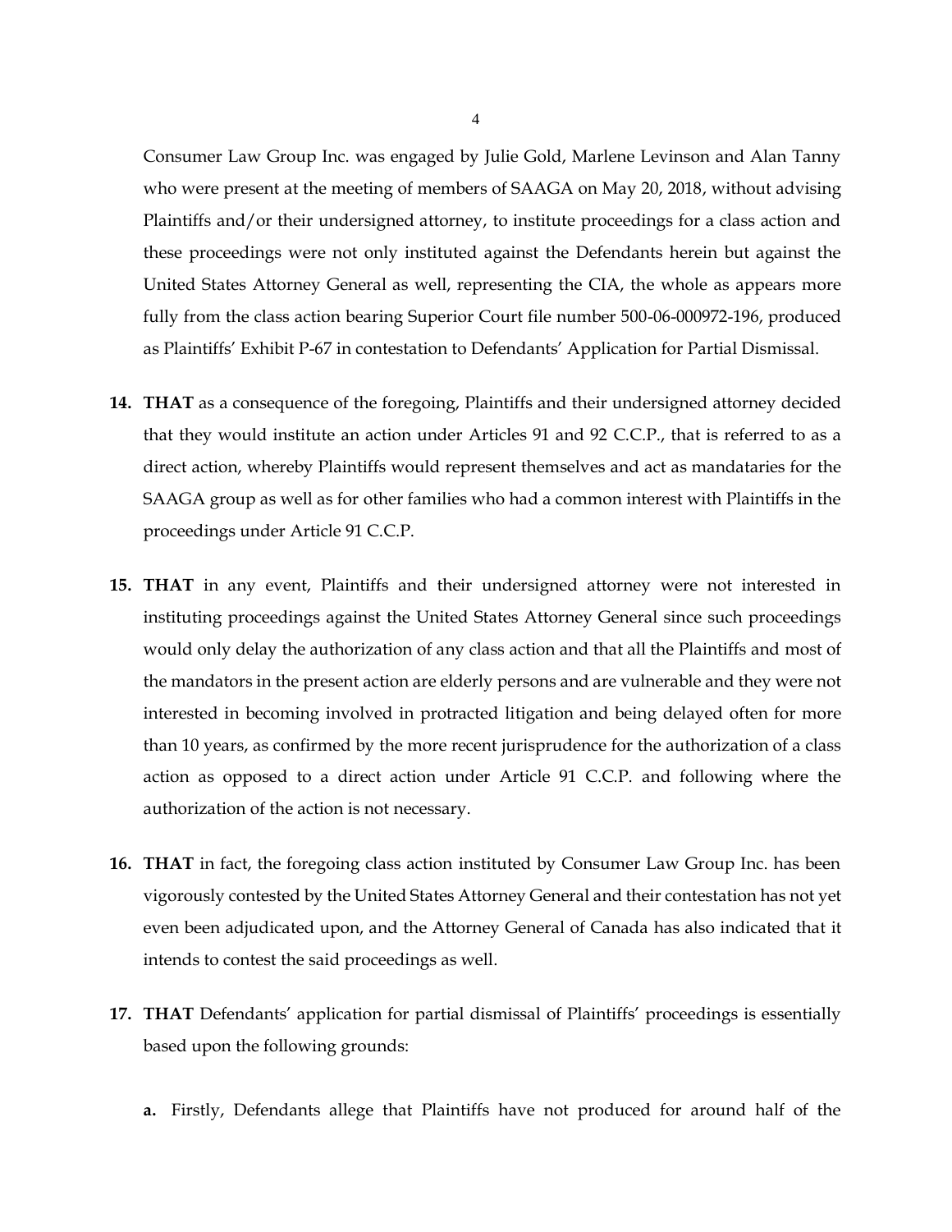Consumer Law Group Inc. was engaged by Julie Gold, Marlene Levinson and Alan Tanny who were present at the meeting of members of SAAGA on May 20, 2018, without advising Plaintiffs and/or their undersigned attorney, to institute proceedings for a class action and these proceedings were not only instituted against the Defendants herein but against the United States Attorney General as well, representing the CIA, the whole as appears more fully from the class action bearing Superior Court file number 500-06-000972-196, produced as Plaintiffs' Exhibit P-67 in contestation to Defendants' Application for Partial Dismissal.

**14. THAT** as a consequence of the foregoing, Plaintiffs and their undersigned attorney decided that they would institute an action under Articles 91 and 92 C.C.P., that is referred to as a direct action, whereby Plaintiffs would represent themselves and act as mandataries for the SAAGA group as well as for other families who had a common interest with Plaintiffs in the proceedings under Article 91 C.C.P.

**15. THAT** in any event, Plaintiffs and their undersigned attorney were not interested in instituting proceedings against the United States Attorney General since such proceedings would only delay the authorization of any class action and that all the Plaintiffs and most of the mandators in the present action are elderly persons and are vulnerable and they were not interested in becoming involved in protracted litigation and being delayed often for more than 10 years, as confirmed by the more recent jurisprudence for the authorization of a class action as opposed to a direct action under Article 91 C.C.P. and following where the authorization of the action is not necessary.

**16. THAT** in fact, the foregoing class action instituted by Consumer Law Group Inc. has been vigorously contested by the United States Attorney General and their contestation has not yet even been adjudicated upon, and the Attorney General of Canada has also indicated that it intends to contest the said proceedings as well.

**17. THAT** Defendants' application for partial dismissal of Plaintiffs' proceedings is essentially based upon the following grounds:

**a.** Firstly, Defendants allege that Plaintiffs have not produced for around half of the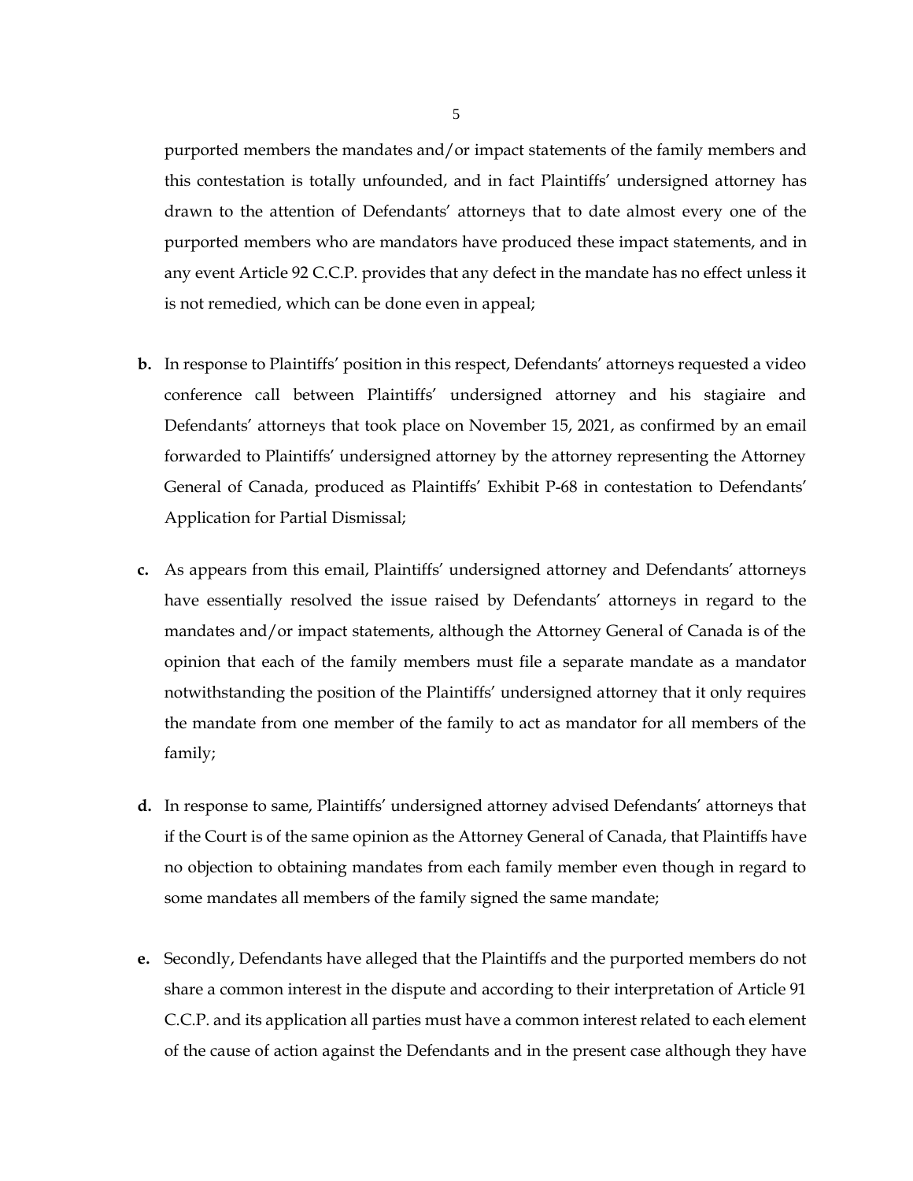purported members the mandates and/or impact statements of the family members and this contestation is totally unfounded, and in fact Plaintiffs' undersigned attorney has drawn to the attention of Defendants' attorneys that to date almost every one of the purported members who are mandators have produced these impact statements, and in any event Article 92 C.C.P. provides that any defect in the mandate has no effect unless it is not remedied, which can be done even in appeal;

**b.** In response to Plaintiffs' position in this respect, Defendants' attorneys requested a video conference call between Plaintiffs' undersigned attorney and his stagiaire and Defendants' attorneys that took place on November 15, 2021, as confirmed by an email forwarded to Plaintiffs' undersigned attorney by the attorney representing the Attorney General of Canada, produced as Plaintiffs' Exhibit P-68 in contestation to Defendants' Application for Partial Dismissal;

**c.** As appears from this email, Plaintiffs' undersigned attorney and Defendants' attorneys have essentially resolved the issue raised by Defendants' attorneys in regard to the mandates and/or impact statements, although the Attorney General of Canada is of the opinion that each of the family members must file a separate mandate as a mandator notwithstanding the position of the Plaintiffs' undersigned attorney that it only requires the mandate from one member of the family to act as mandator for all members of the family;

**d.** In response to same, Plaintiffs' undersigned attorney advised Defendants' attorneys that if the Court is of the same opinion as the Attorney General of Canada, that Plaintiffs have no objection to obtaining mandates from each family member even though in regard to some mandates all members of the family signed the same mandate;

**e.** Secondly, Defendants have alleged that the Plaintiffs and the purported members do not share a common interest in the dispute and according to their interpretation of Article 91 C.C.P. and its application all parties must have a common interest related to each element of the cause of action against the Defendants and in the present case although they have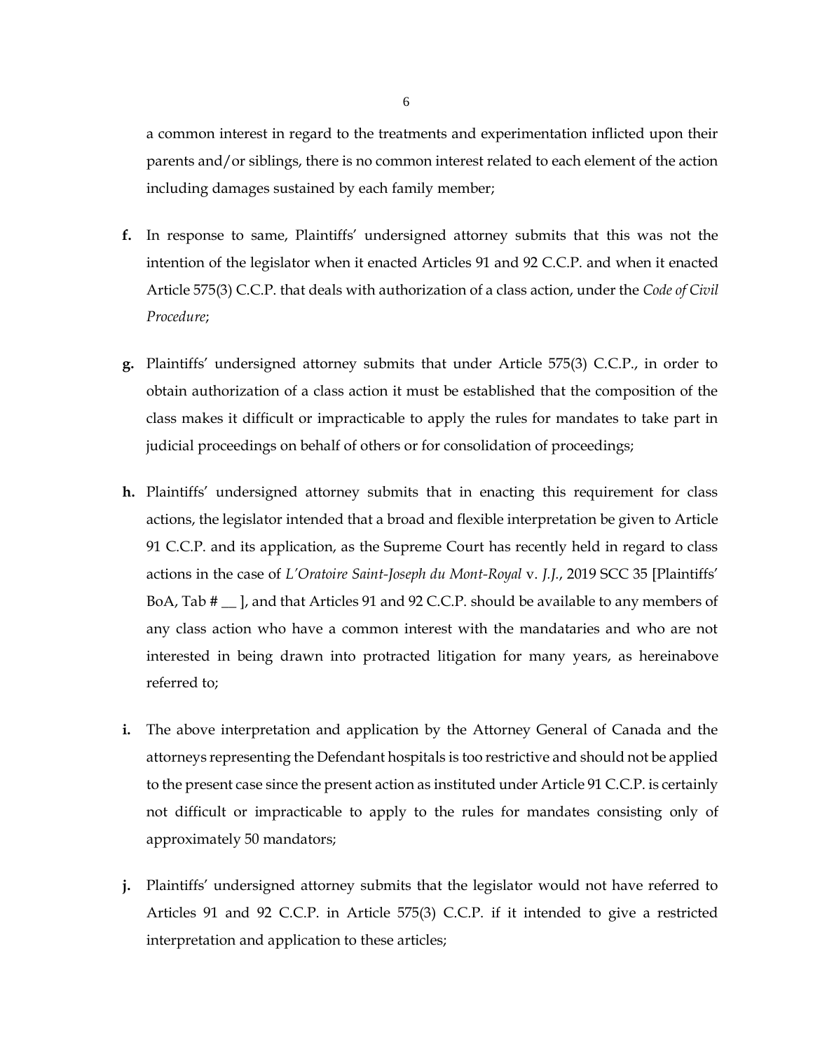a common interest in regard to the treatments and experimentation inflicted upon their parents and/or siblings, there is no common interest related to each element of the action including damages sustained by each family member;

**f.** In response to same, Plaintiffs' undersigned attorney submits that this was not the intention of the legislator when it enacted Articles 91 and 92 C.C.P. and when it enacted Article 575(3) C.C.P. that deals with authorization of a class action, under the *Code of Civil Procedure*;

**g.** Plaintiffs' undersigned attorney submits that under Article 575(3) C.C.P., in order to obtain authorization of a class action it must be established that the composition of the class makes it difficult or impracticable to apply the rules for mandates to take part in judicial proceedings on behalf of others or for consolidation of proceedings;

**h.** Plaintiffs' undersigned attorney submits that in enacting this requirement for class actions, the legislator intended that a broad and flexible interpretation be given to Article 91 C.C.P. and its application, as the Supreme Court has recently held in regard to class actions in the case of *L'Oratoire Saint-Joseph du Mont-Royal* v. *J.J.*, 2019 SCC 35 [Plaintiffs' BoA, Tab # __ ], and that Articles 91 and 92 C.C.P. should be available to any members of any class action who have a common interest with the mandataries and who are not interested in being drawn into protracted litigation for many years, as hereinabove referred to;

**i.** The above interpretation and application by the Attorney General of Canada and the attorneys representing the Defendant hospitals is too restrictive and should not be applied to the present case since the present action as instituted under Article 91 C.C.P. is certainly not difficult or impracticable to apply to the rules for mandates consisting only of approximately 50 mandators;

**j.** Plaintiffs' undersigned attorney submits that the legislator would not have referred to Articles 91 and 92 C.C.P. in Article 575(3) C.C.P. if it intended to give a restricted interpretation and application to these articles;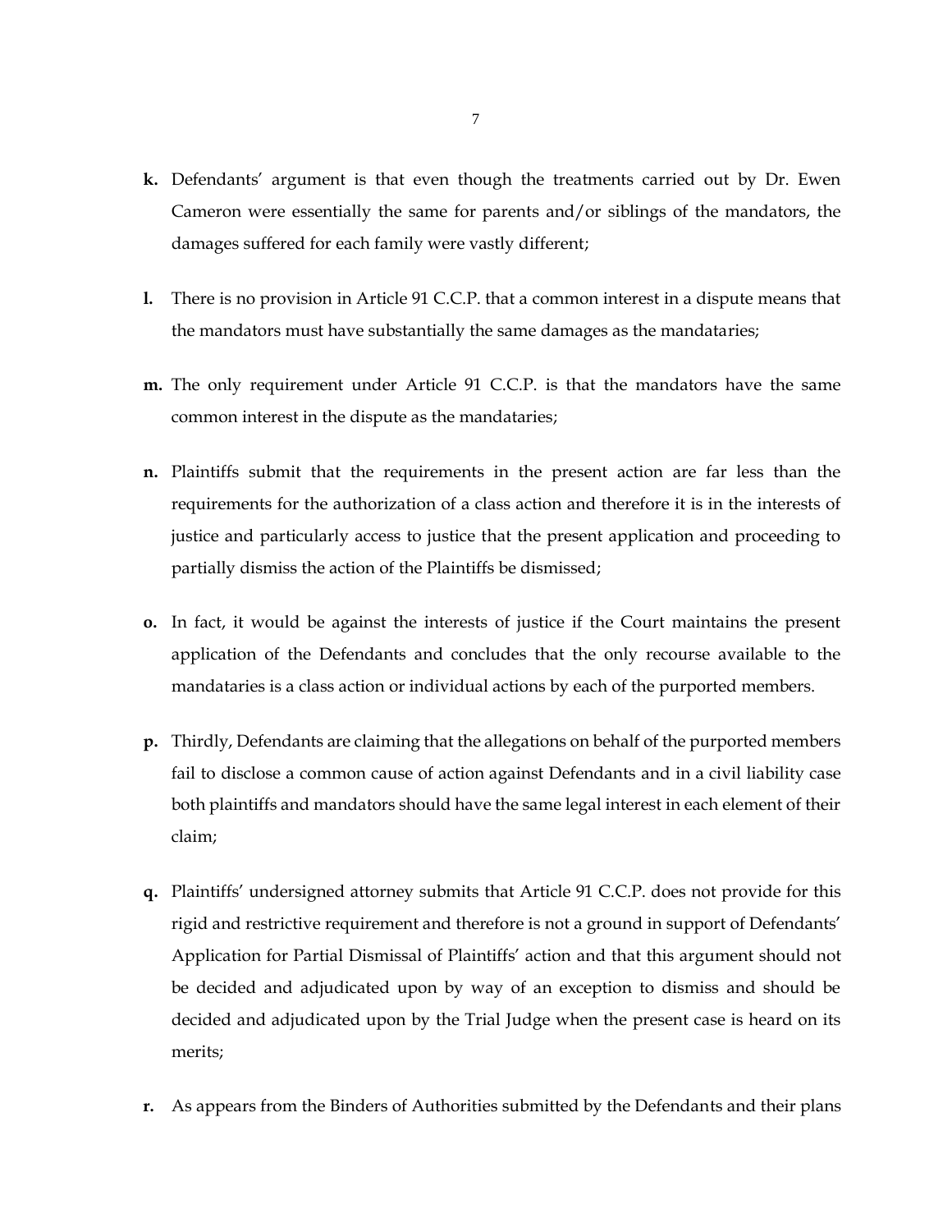**k.** Defendants' argument is that even though the treatments carried out by Dr. Ewen Cameron were essentially the same for parents and/or siblings of the mandators, the damages suffered for each family were vastly different;

**l.** There is no provision in Article 91 C.C.P. that a common interest in a dispute means that the mandators must have substantially the same damages as the mandataries;

**m.** The only requirement under Article 91 C.C.P. is that the mandators have the same common interest in the dispute as the mandataries;

**n.** Plaintiffs submit that the requirements in the present action are far less than the requirements for the authorization of a class action and therefore it is in the interests of justice and particularly access to justice that the present application and proceeding to partially dismiss the action of the Plaintiffs be dismissed;

**o.** In fact, it would be against the interests of justice if the Court maintains the present application of the Defendants and concludes that the only recourse available to the mandataries is a class action or individual actions by each of the purported members.

**p.** Thirdly, Defendants are claiming that the allegations on behalf of the purported members fail to disclose a common cause of action against Defendants and in a civil liability case both plaintiffs and mandators should have the same legal interest in each element of their claim;

**q.** Plaintiffs' undersigned attorney submits that Article 91 C.C.P. does not provide for this rigid and restrictive requirement and therefore is not a ground in support of Defendants' Application for Partial Dismissal of Plaintiffs' action and that this argument should not be decided and adjudicated upon by way of an exception to dismiss and should be decided and adjudicated upon by the Trial Judge when the present case is heard on its merits;

**r.** As appears from the Binders of Authorities submitted by the Defendants and their plans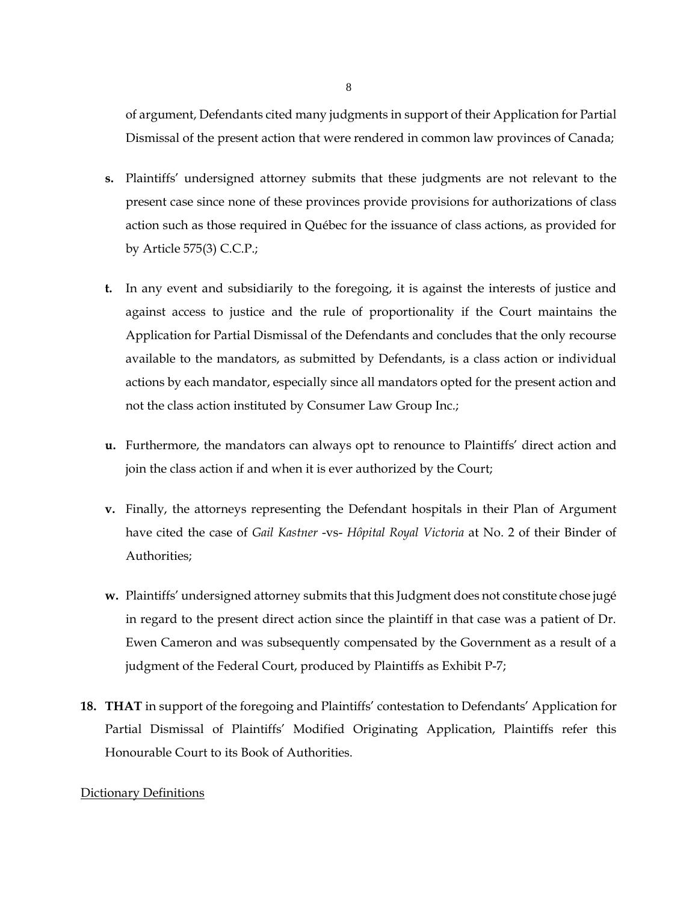of argument, Defendants cited many judgments in support of their Application for Partial Dismissal of the present action that were rendered in common law provinces of Canada;

**s.** Plaintiffs' undersigned attorney submits that these judgments are not relevant to the present case since none of these provinces provide provisions for authorizations of class action such as those required in Québec for the issuance of class actions, as provided for by Article 575(3) C.C.P.;

**t.** In any event and subsidiarily to the foregoing, it is against the interests of justice and against access to justice and the rule of proportionality if the Court maintains the Application for Partial Dismissal of the Defendants and concludes that the only recourse available to the mandators, as submitted by Defendants, is a class action or individual actions by each mandator, especially since all mandators opted for the present action and not the class action instituted by Consumer Law Group Inc.;

**u.** Furthermore, the mandators can always opt to renounce to Plaintiffs' direct action and join the class action if and when it is ever authorized by the Court;

**v.** Finally, the attorneys representing the Defendant hospitals in their Plan of Argument have cited the case of *Gail Kastner* -vs- *Hôpital Royal Victoria* at No. 2 of their Binder of Authorities;

**w.** Plaintiffs' undersigned attorney submits that this Judgment does not constitute chose jugé in regard to the present direct action since the plaintiff in that case was a patient of Dr. Ewen Cameron and was subsequently compensated by the Government as a result of a judgment of the Federal Court, produced by Plaintiffs as Exhibit P-7;

**18. THAT** in support of the foregoing and Plaintiffs' contestation to Defendants' Application for Partial Dismissal of Plaintiffs' Modified Originating Application, Plaintiffs refer this Honourable Court to its Book of Authorities.

<u>Dictionary Definitions</u>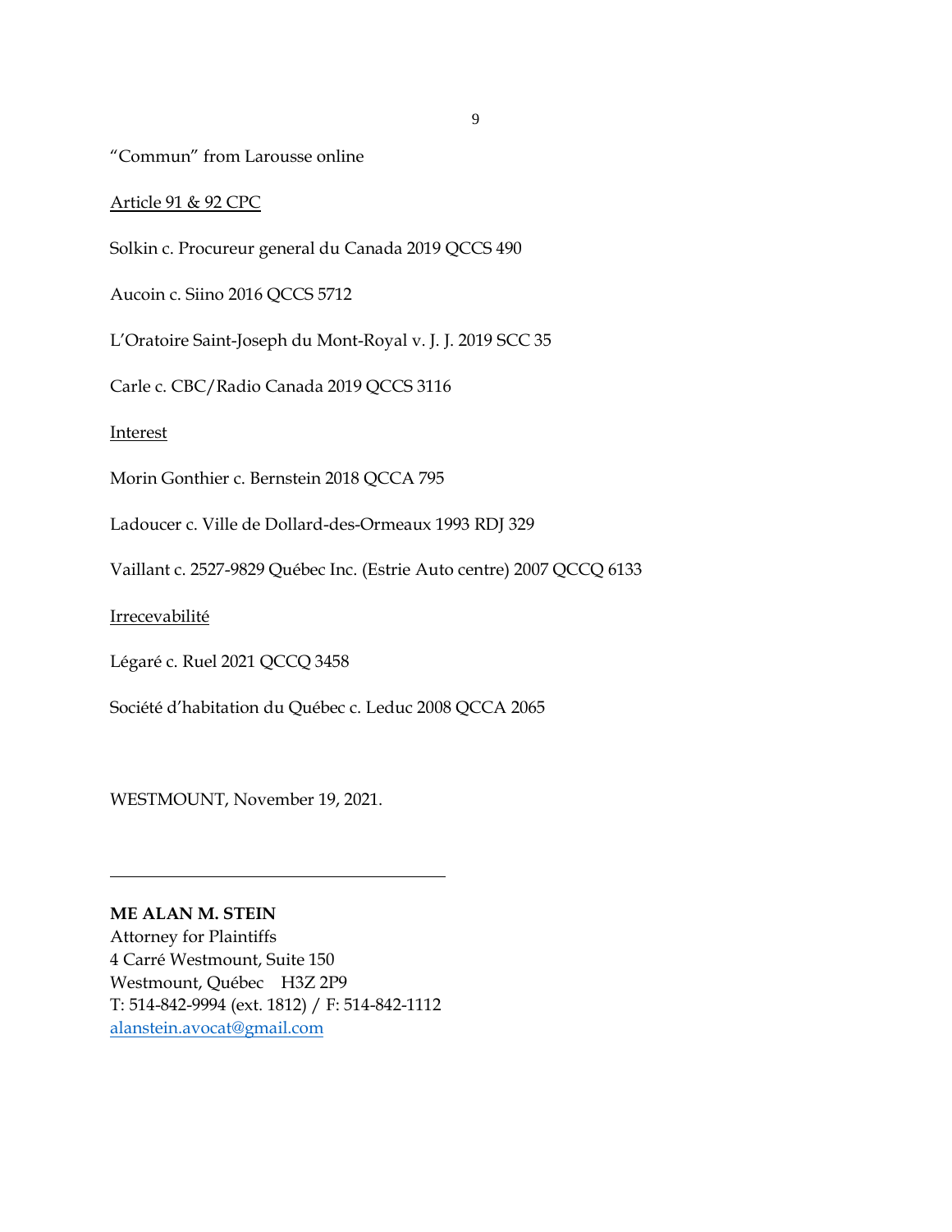"Commun" from Larousse online

<u>Article 91 & 92 CPC</u>

Solkin c. Procureur general du Canada 2019 QCCS 490

Aucoin c. Siino 2016 QCCS 5712

L'Oratoire Saint-Joseph du Mont-Royal v. J. J. 2019 SCC 35

Carle c. CBC/Radio Canada 2019 QCCS 3116

<u>Interest</u>

Morin Gonthier c. Bernstein 2018 QCCA 795

Ladoucer c. Ville de Dollard-des-Ormeaux 1993 RDJ 329

Vaillant c. 2527-9829 Québec Inc. (Estrie Auto centre) 2007 QCCQ 6133

<u>Irrecevabilité</u>

Légaré c. Ruel 2021 QCCQ 3458

Société d'habitation du Québec c. Leduc 2008 QCCA 2065

WESTMOUNT, November 19, 2021.

\_\_\_\_\_\_\_\_\_\_\_\_\_\_\_\_\_\_\_\_\_\_\_\_\_\_\_\_\_\_\_\_\_\_\_\_\_\_\_\_

**ME ALAN M. STEIN**
Attorney for Plaintiffs
4 Carré Westmount, Suite 150
Westmount, Québec H3Z 2P9
T: 514-842-9994 (ext. 1812) / F: 514-842-1112
alanstein.avocat@gmail.com